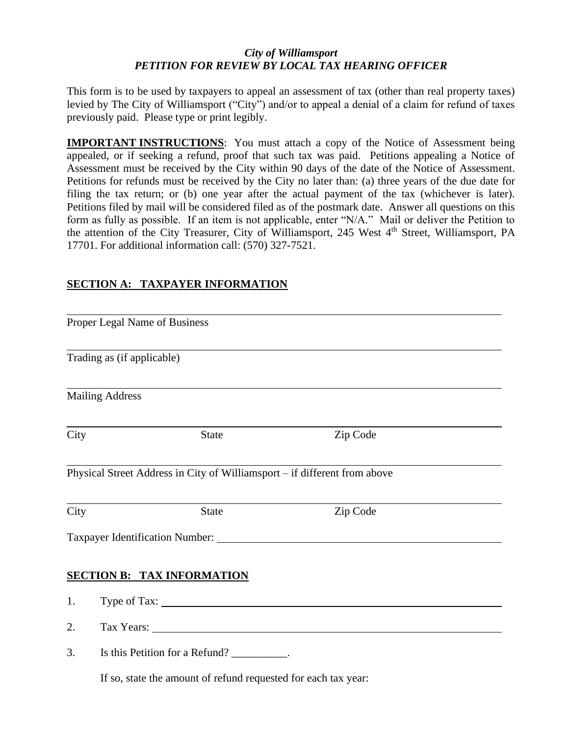*City of Williamsport*
***PETITION FOR REVIEW BY LOCAL TAX HEARING OFFICER***

This form is to be used by taxpayers to appeal an assessment of tax (other than real property taxes) levied by The City of Williamsport ("City") and/or to appeal a denial of a claim for refund of taxes previously paid. Please type or print legibly.

**IMPORTANT INSTRUCTIONS**: You must attach a copy of the Notice of Assessment being appealed, or if seeking a refund, proof that such tax was paid. Petitions appealing a Notice of Assessment must be received by the City within 90 days of the date of the Notice of Assessment. Petitions for refunds must be received by the City no later than: (a) three years of the due date for filing the tax return; or (b) one year after the actual payment of the tax (whichever is later). Petitions filed by mail will be considered filed as of the postmark date. Answer all questions on this form as fully as possible. If an item is not applicable, enter "N/A." Mail or deliver the Petition to the attention of the City Treasurer, City of Williamsport, 245 West 4th Street, Williamsport, PA 17701. For additional information call: (570) 327-7521.

## SECTION A: TAXPAYER INFORMATION

______________________________________________
Proper Legal Name of Business

______________________________________________
Trading as (if applicable)

______________________________________________
Mailing Address

______________________________________________
City State Zip Code

______________________________________________
Physical Street Address in City of Williamsport – if different from above

______________________________________________
City State Zip Code

Taxpayer Identification Number: ______________________________

## SECTION B: TAX INFORMATION

1. Type of Tax: ______________________________

2. Tax Years: ______________________________

3. Is this Petition for a Refund? __________.

   If so, state the amount of refund requested for each tax year: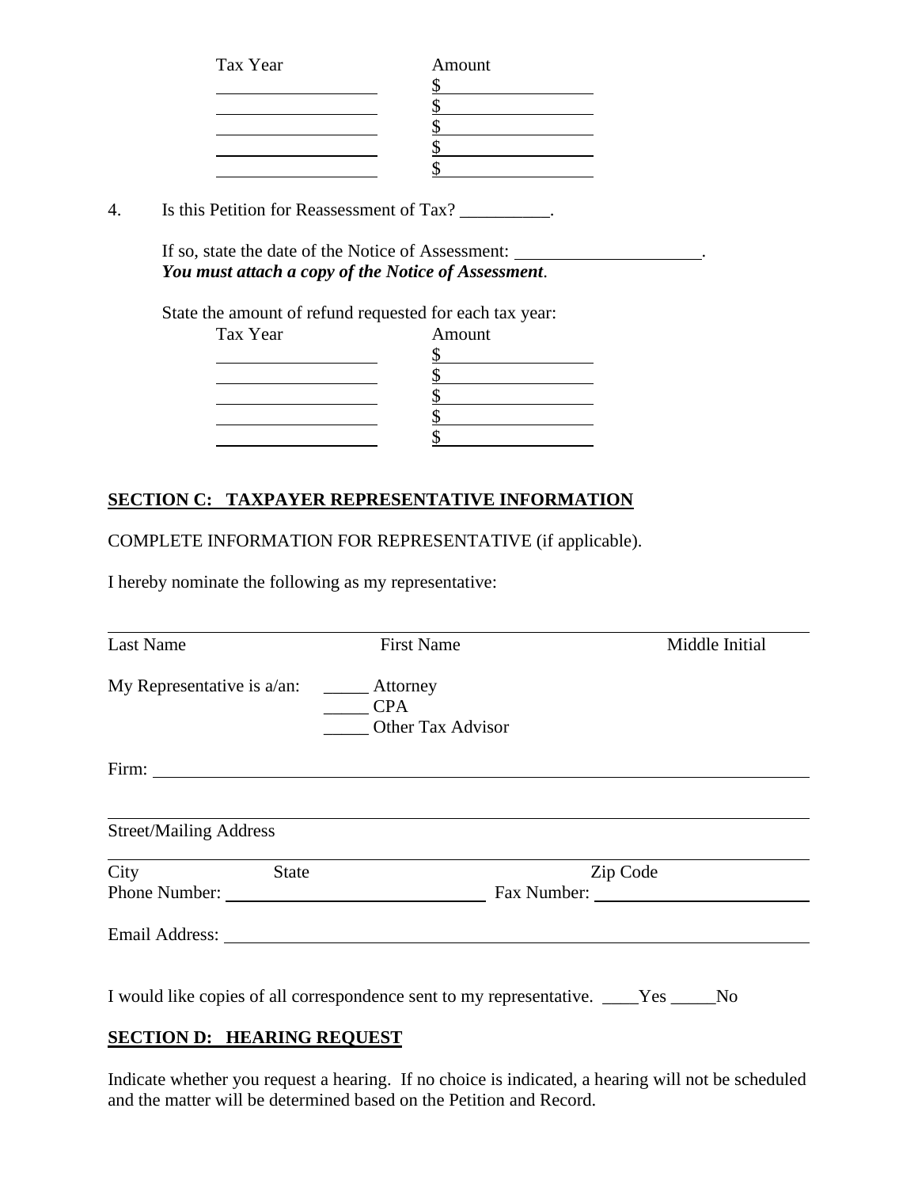| Tax Year | Amount |
| --- | --- |
| ____________ | $____________ |
| ____________ | $____________ |
| ____________ | $____________ |
| ____________ | $____________ |
| ____________ | $____________ |

4. Is this Petition for Reassessment of Tax? __________.

   If so, state the date of the Notice of Assessment: ____________________.
   ***You must attach a copy of the Notice of Assessment***.

   State the amount of refund requested for each tax year:

| Tax Year | Amount |
| --- | --- |
| ____________ | $____________ |
| ____________ | $____________ |
| ____________ | $____________ |
| ____________ | $____________ |
| ____________ | $____________ |

## SECTION C: TAXPAYER REPRESENTATIVE INFORMATION

COMPLETE INFORMATION FOR REPRESENTATIVE (if applicable).

I hereby nominate the following as my representative:

________________________________________________________________________
Last Name                              First Name                              Middle Initial

My Representative is a/an: _____ Attorney
_____ CPA
_____ Other Tax Advisor

Firm: ________________________________________________________________

________________________________________________________________________
Street/Mailing Address

________________________________________________________________________
City                    State                                        Zip Code

Phone Number: ________________________ Fax Number: ____________________

Email Address: ________________________________________________________

I would like copies of all correspondence sent to my representative. ____Yes _____No

## SECTION D: HEARING REQUEST

Indicate whether you request a hearing. If no choice is indicated, a hearing will not be scheduled and the matter will be determined based on the Petition and Record.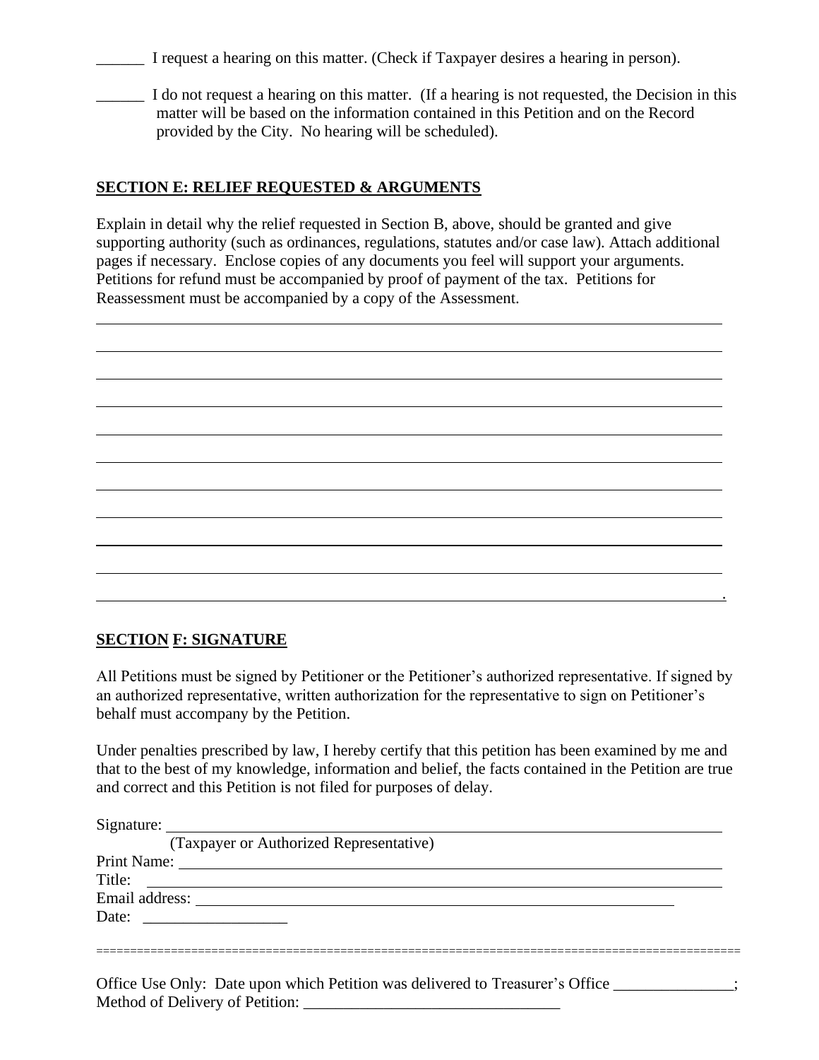______ I request a hearing on this matter. (Check if Taxpayer desires a hearing in person).

______ I do not request a hearing on this matter. (If a hearing is not requested, the Decision in this matter will be based on the information contained in this Petition and on the Record provided by the City. No hearing will be scheduled).

**SECTION E: RELIEF REQUESTED & ARGUMENTS**

Explain in detail why the relief requested in Section B, above, should be granted and give supporting authority (such as ordinances, regulations, statutes and/or case law). Attach additional pages if necessary. Enclose copies of any documents you feel will support your arguments. Petitions for refund must be accompanied by proof of payment of the tax. Petitions for Reassessment must be accompanied by a copy of the Assessment.

______________________________________________________________________________

______________________________________________________________________________

______________________________________________________________________________

______________________________________________________________________________

______________________________________________________________________________

______________________________________________________________________________

______________________________________________________________________________

______________________________________________________________________________

______________________________________________________________________________

______________________________________________________________________________

______________________________________________________________________________.

**SECTION F: SIGNATURE**

All Petitions must be signed by Petitioner or the Petitioner's authorized representative. If signed by an authorized representative, written authorization for the representative to sign on Petitioner's behalf must accompany by the Petition.

Under penalties prescribed by law, I hereby certify that this petition has been examined by me and that to the best of my knowledge, information and belief, the facts contained in the Petition are true and correct and this Petition is not filed for purposes of delay.

Signature: ______________________________________________________________
(Taxpayer or Authorized Representative)
Print Name: _____________________________________________________________
Title: __________________________________________________________________
Email address: __________________________________________________________
Date: __________________

==========================================================================================

Office Use Only: Date upon which Petition was delivered to Treasurer's Office _______________;
Method of Delivery of Petition: ________________________________